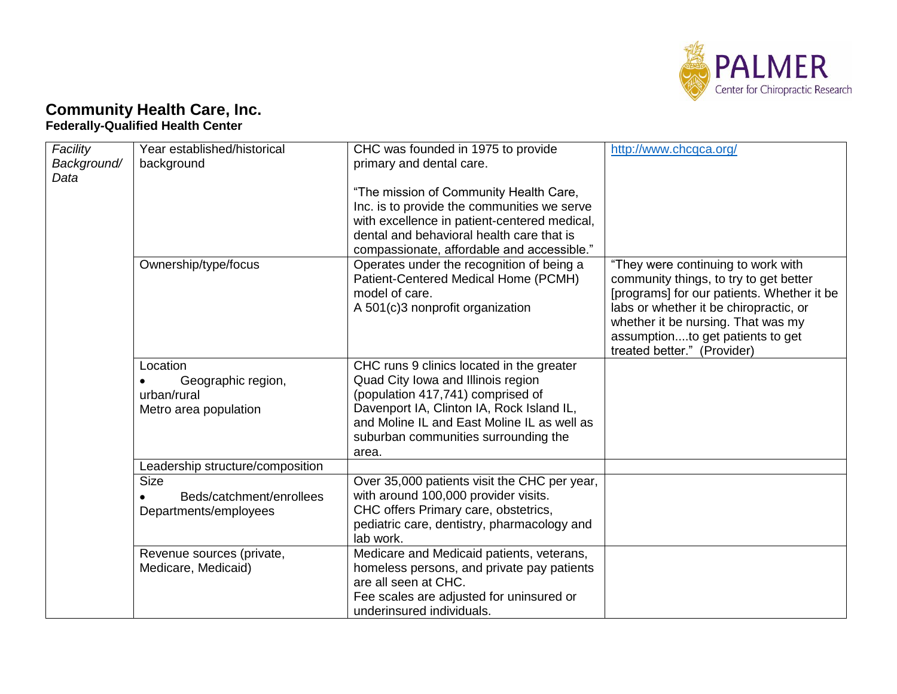# Community Health Care, Inc.

### Federally-Qualified Health Center

| | | | |
|---|---|---|---|
| *Facility Background/ Data* | Year established/historical background | CHC was founded in 1975 to provide primary and dental care.<br><br>"The mission of Community Health Care, Inc. is to provide the communities we serve with excellence in patient-centered medical, dental and behavioral health care that is compassionate, affordable and accessible." | http://www.chcqca.org/ |
| | Ownership/type/focus | Operates under the recognition of being a Patient-Centered Medical Home (PCMH) model of care.<br>A 501(c)3 nonprofit organization | "They were continuing to work with community things, to try to get better [programs] for our patients. Whether it be labs or whether it be chiropractic, or whether it be nursing. That was my assumption....to get patients to get treated better." (Provider) |
| | Location<br>• Geographic region, urban/rural<br>Metro area population | CHC runs 9 clinics located in the greater Quad City Iowa and Illinois region (population 417,741) comprised of Davenport IA, Clinton IA, Rock Island IL, and Moline IL and East Moline IL as well as suburban communities surrounding the area. | |
| | Leadership structure/composition | | |
| | Size<br>• Beds/catchment/enrollees<br>Departments/employees | Over 35,000 patients visit the CHC per year, with around 100,000 provider visits.<br>CHC offers Primary care, obstetrics, pediatric care, dentistry, pharmacology and lab work. | |
| | Revenue sources (private, Medicare, Medicaid) | Medicare and Medicaid patients, veterans, homeless persons, and private pay patients are all seen at CHC.<br>Fee scales are adjusted for uninsured or underinsured individuals. | |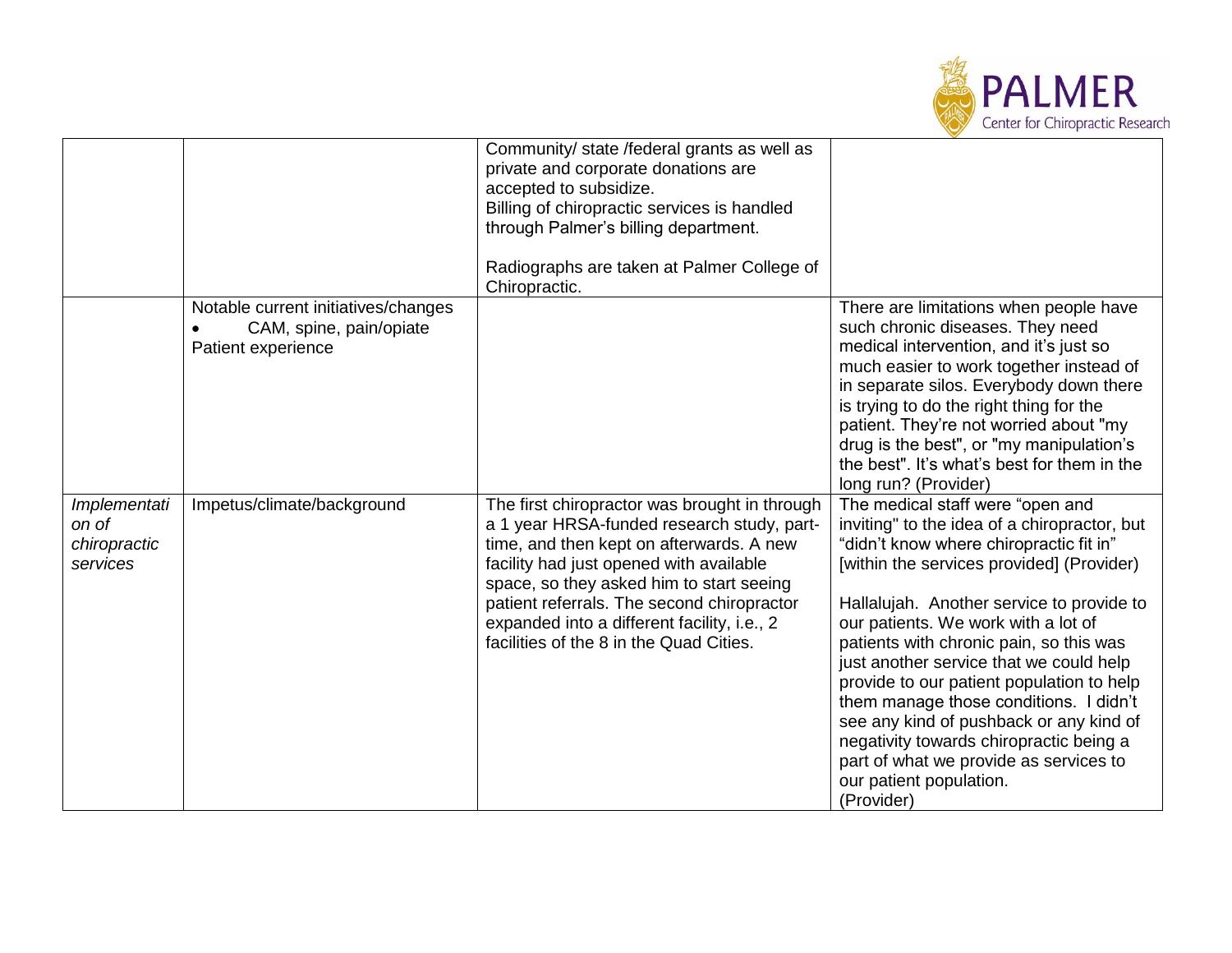| | | | |
|---|---|---|---|
| | | Community/ state /federal grants as well as private and corporate donations are accepted to subsidize.<br>Billing of chiropractic services is handled through Palmer's billing department.<br><br>Radiographs are taken at Palmer College of Chiropractic. | |
| | Notable current initiatives/changes<br>• CAM, spine, pain/opiate<br>Patient experience | | There are limitations when people have such chronic diseases. They need medical intervention, and it's just so much easier to work together instead of in separate silos. Everybody down there is trying to do the right thing for the patient. They're not worried about "my drug is the best", or "my manipulation's the best". It's what's best for them in the long run? (Provider) |
| *Implementation of chiropractic services* | Impetus/climate/background | The first chiropractor was brought in through a 1 year HRSA-funded research study, part-time, and then kept on afterwards. A new facility had just opened with available space, so they asked him to start seeing patient referrals. The second chiropractor expanded into a different facility, i.e., 2 facilities of the 8 in the Quad Cities. | The medical staff were "open and inviting" to the idea of a chiropractor, but "didn't know where chiropractic fit in" [within the services provided] (Provider)<br><br>Hallalujah. Another service to provide to our patients. We work with a lot of patients with chronic pain, so this was just another service that we could help provide to our patient population to help them manage those conditions. I didn't see any kind of pushback or any kind of negativity towards chiropractic being a part of what we provide as services to our patient population.<br>(Provider) |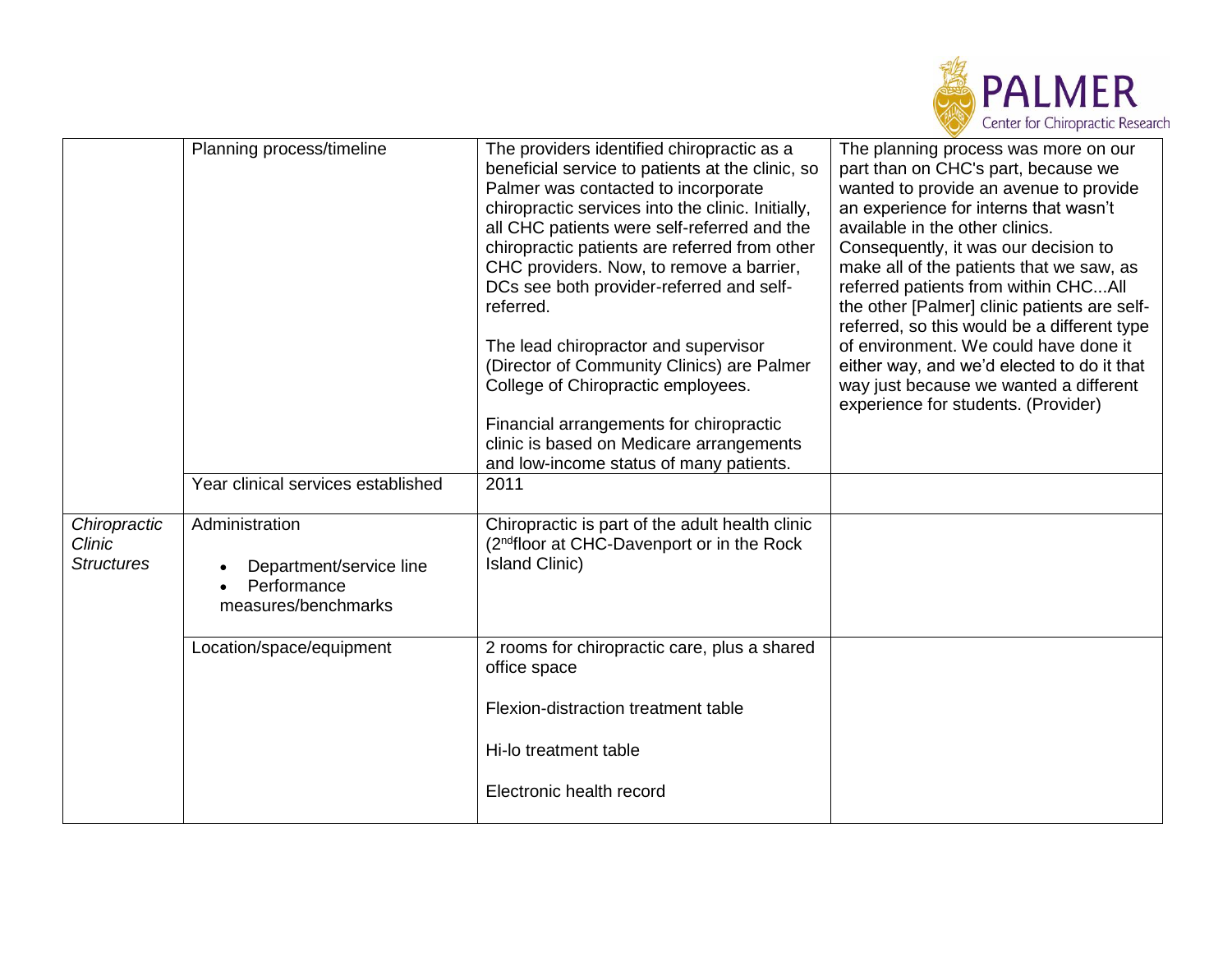| | | | |
|---|---|---|---|
| | Planning process/timeline | The providers identified chiropractic as a beneficial service to patients at the clinic, so Palmer was contacted to incorporate chiropractic services into the clinic. Initially, all CHC patients were self-referred and the chiropractic patients are referred from other CHC providers. Now, to remove a barrier, DCs see both provider-referred and self-referred.<br><br>The lead chiropractor and supervisor (Director of Community Clinics) are Palmer College of Chiropractic employees.<br><br>Financial arrangements for chiropractic clinic is based on Medicare arrangements and low-income status of many patients. | The planning process was more on our part than on CHC's part, because we wanted to provide an avenue to provide an experience for interns that wasn't available in the other clinics. Consequently, it was our decision to make all of the patients that we saw, as referred patients from within CHC...All the other [Palmer] clinic patients are self-referred, so this would be a different type of environment. We could have done it either way, and we'd elected to do it that way just because we wanted a different experience for students. (Provider) |
| | Year clinical services established | 2011 | |
| *Chiropractic Clinic Structures* | Administration<br>• Department/service line<br>• Performance measures/benchmarks | Chiropractic is part of the adult health clinic (2nd floor at CHC-Davenport or in the Rock Island Clinic) | |
| | Location/space/equipment | 2 rooms for chiropractic care, plus a shared office space<br><br>Flexion-distraction treatment table<br><br>Hi-lo treatment table<br><br>Electronic health record | |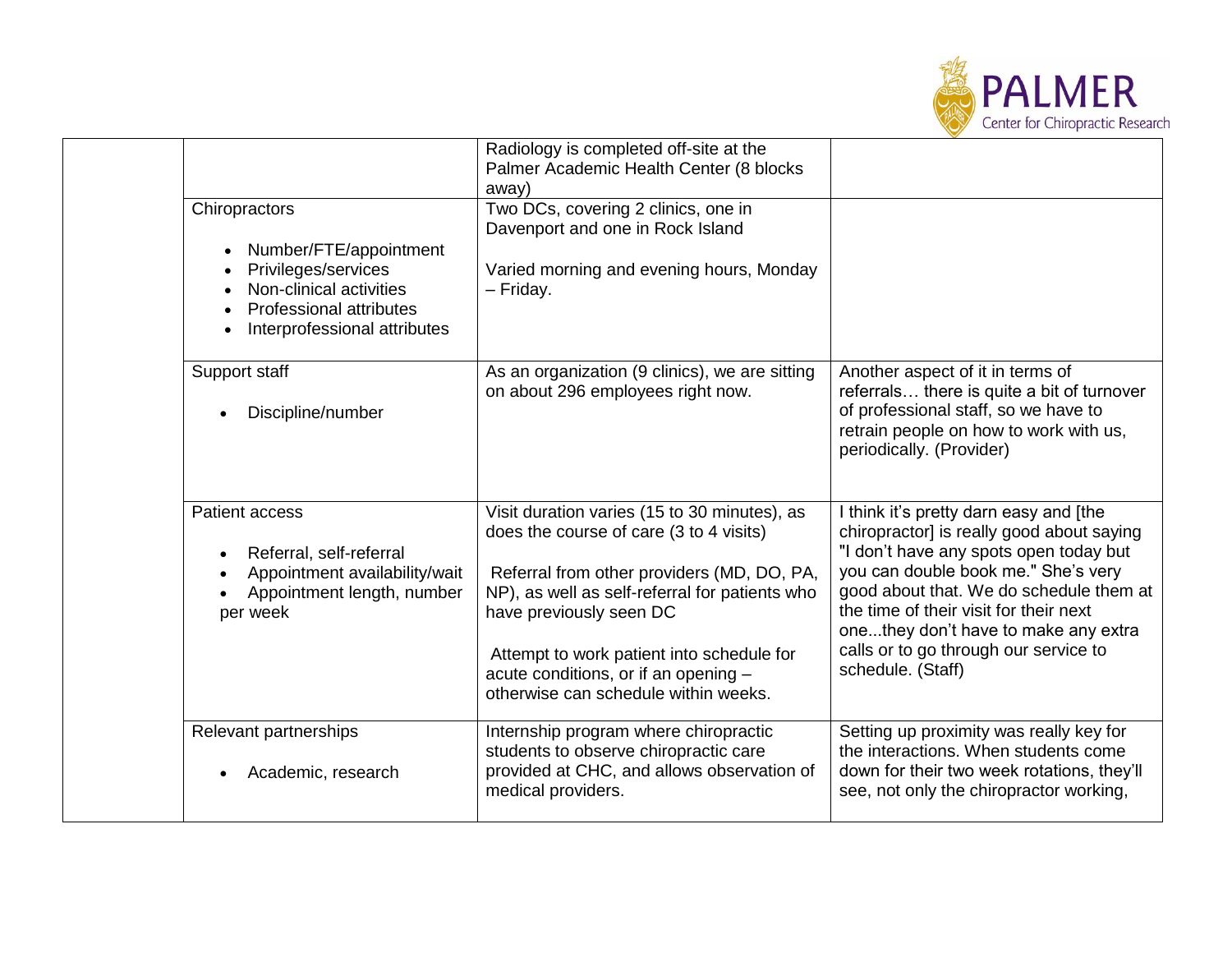| | | | |
|---|---|---|---|
| | | Radiology is completed off-site at the Palmer Academic Health Center (8 blocks away) | |
| | Chiropractors<br><br>• Number/FTE/appointment<br>• Privileges/services<br>• Non-clinical activities<br>• Professional attributes<br>• Interprofessional attributes | Two DCs, covering 2 clinics, one in Davenport and one in Rock Island<br><br>Varied morning and evening hours, Monday – Friday. | |
| | Support staff<br><br>• Discipline/number | As an organization (9 clinics), we are sitting on about 296 employees right now. | Another aspect of it in terms of referrals… there is quite a bit of turnover of professional staff, so we have to retrain people on how to work with us, periodically. (Provider) |
| | Patient access<br><br>• Referral, self-referral<br>• Appointment availability/wait<br>• Appointment length, number per week | Visit duration varies (15 to 30 minutes), as does the course of care (3 to 4 visits)<br><br>Referral from other providers (MD, DO, PA, NP), as well as self-referral for patients who have previously seen DC<br><br>Attempt to work patient into schedule for acute conditions, or if an opening – otherwise can schedule within weeks. | I think it's pretty darn easy and [the chiropractor] is really good about saying "I don't have any spots open today but you can double book me." She's very good about that. We do schedule them at the time of their visit for their next one...they don't have to make any extra calls or to go through our service to schedule. (Staff) |
| | Relevant partnerships<br><br>• Academic, research | Internship program where chiropractic students to observe chiropractic care provided at CHC, and allows observation of medical providers. | Setting up proximity was really key for the interactions. When students come down for their two week rotations, they'll see, not only the chiropractor working, |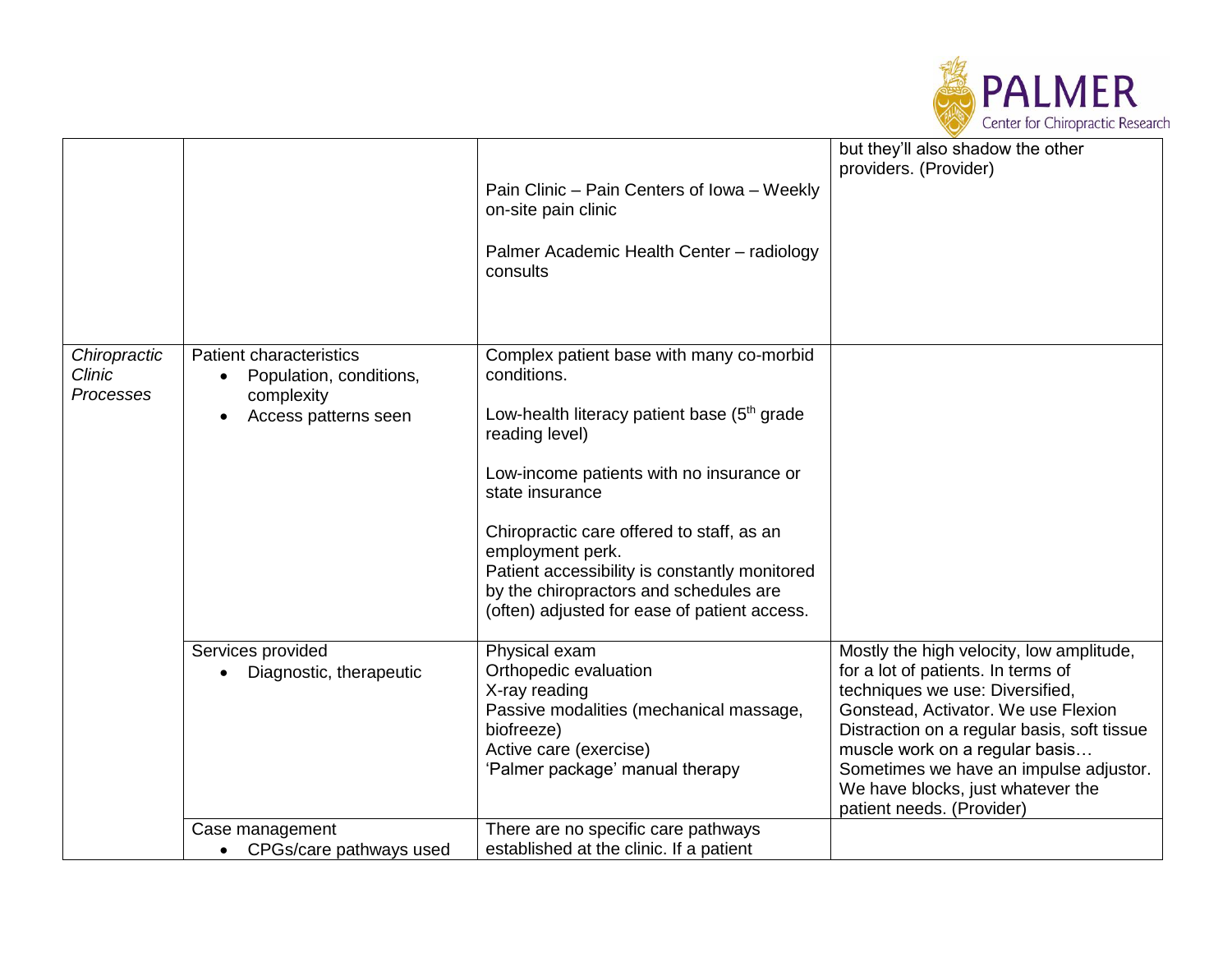| | | | |
|---|---|---|---|
| | | Pain Clinic – Pain Centers of Iowa – Weekly on-site pain clinic<br><br>Palmer Academic Health Center – radiology consults | but they'll also shadow the other providers. (Provider) |
| *Chiropractic Clinic Processes* | Patient characteristics<br>• Population, conditions, complexity<br>• Access patterns seen | Complex patient base with many co-morbid conditions.<br><br>Low-health literacy patient base (5th grade reading level)<br><br>Low-income patients with no insurance or state insurance<br><br>Chiropractic care offered to staff, as an employment perk.<br>Patient accessibility is constantly monitored by the chiropractors and schedules are (often) adjusted for ease of patient access. | |
| | Services provided<br>• Diagnostic, therapeutic | Physical exam<br>Orthopedic evaluation<br>X-ray reading<br>Passive modalities (mechanical massage, biofreeze)<br>Active care (exercise)<br>'Palmer package' manual therapy | Mostly the high velocity, low amplitude, for a lot of patients. In terms of techniques we use: Diversified, Gonstead, Activator. We use Flexion Distraction on a regular basis, soft tissue muscle work on a regular basis… Sometimes we have an impulse adjustor. We have blocks, just whatever the patient needs. (Provider) |
| | Case management<br>• CPGs/care pathways used | There are no specific care pathways established at the clinic. If a patient | |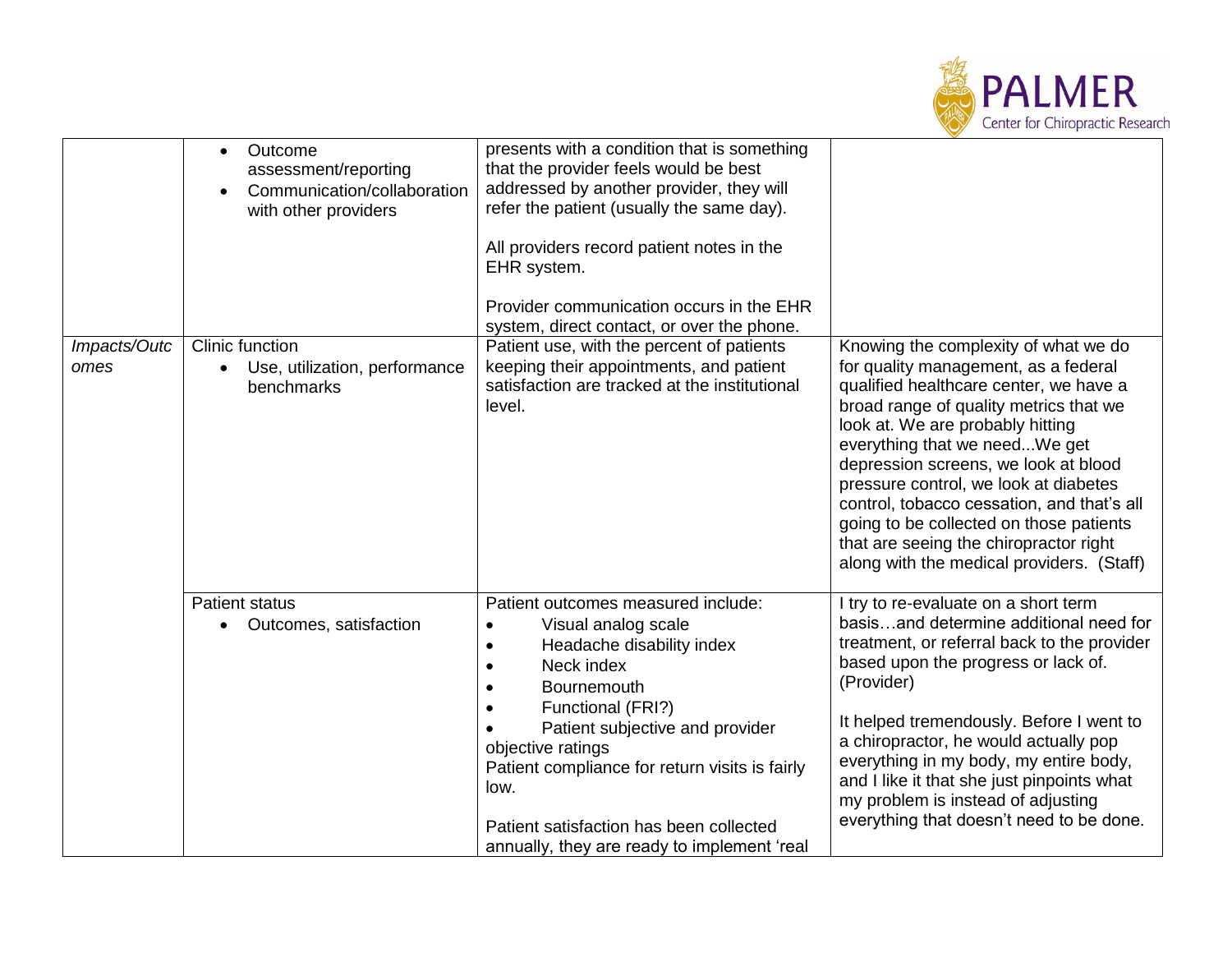| | | | |
|---|---|---|---|
| | • Outcome assessment/reporting<br>• Communication/collaboration with other providers | presents with a condition that is something that the provider feels would be best addressed by another provider, they will refer the patient (usually the same day).<br><br>All providers record patient notes in the EHR system.<br><br>Provider communication occurs in the EHR system, direct contact, or over the phone. | |
| *Impacts/Outcomes* | Clinic function<br>• Use, utilization, performance benchmarks | Patient use, with the percent of patients keeping their appointments, and patient satisfaction are tracked at the institutional level. | Knowing the complexity of what we do for quality management, as a federal qualified healthcare center, we have a broad range of quality metrics that we look at. We are probably hitting everything that we need...We get depression screens, we look at blood pressure control, we look at diabetes control, tobacco cessation, and that's all going to be collected on those patients that are seeing the chiropractor right along with the medical providers. (Staff) |
| | Patient status<br>• Outcomes, satisfaction | Patient outcomes measured include:<br>• Visual analog scale<br>• Headache disability index<br>• Neck index<br>• Bournemouth<br>• Functional (FRI?)<br>• Patient subjective and provider objective ratings<br>Patient compliance for return visits is fairly low.<br><br>Patient satisfaction has been collected annually, they are ready to implement 'real | I try to re-evaluate on a short term basis…and determine additional need for treatment, or referral back to the provider based upon the progress or lack of. (Provider)<br><br>It helped tremendously. Before I went to a chiropractor, he would actually pop everything in my body, my entire body, and I like it that she just pinpoints what my problem is instead of adjusting everything that doesn't need to be done. |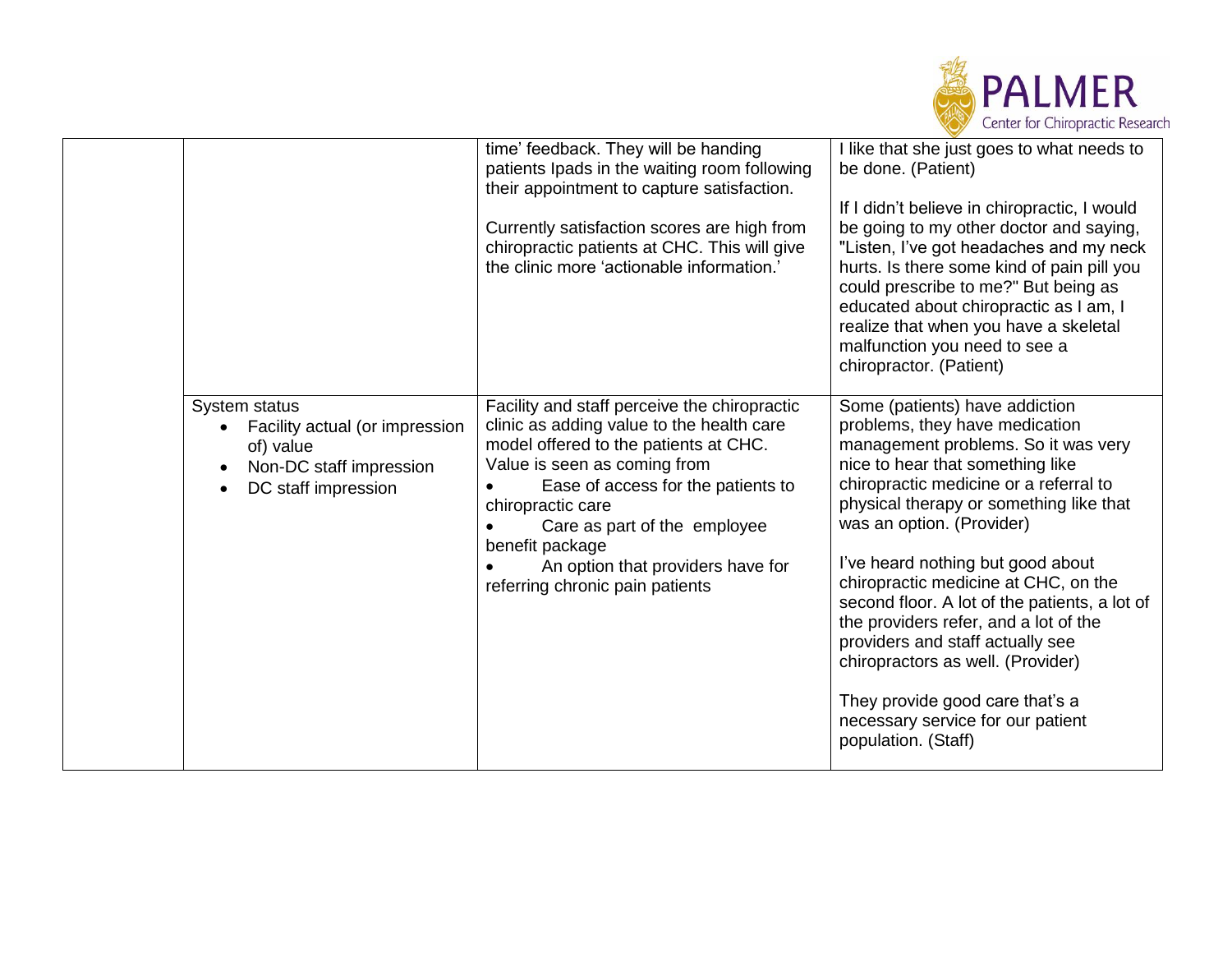| | | | |
|---|---|---|---|
| | | time' feedback. They will be handing patients Ipads in the waiting room following their appointment to capture satisfaction.<br><br>Currently satisfaction scores are high from chiropractic patients at CHC. This will give the clinic more 'actionable information.' | I like that she just goes to what needs to be done. (Patient)<br><br>If I didn't believe in chiropractic, I would be going to my other doctor and saying, "Listen, I've got headaches and my neck hurts. Is there some kind of pain pill you could prescribe to me?" But being as educated about chiropractic as I am, I realize that when you have a skeletal malfunction you need to see a chiropractor. (Patient) |
| | System status<br>• Facility actual (or impression of) value<br>• Non-DC staff impression<br>• DC staff impression | Facility and staff perceive the chiropractic clinic as adding value to the health care model offered to the patients at CHC. Value is seen as coming from<br>• Ease of access for the patients to chiropractic care<br>• Care as part of the employee benefit package<br>• An option that providers have for referring chronic pain patients | Some (patients) have addiction problems, they have medication management problems. So it was very nice to hear that something like chiropractic medicine or a referral to physical therapy or something like that was an option. (Provider)<br><br>I've heard nothing but good about chiropractic medicine at CHC, on the second floor. A lot of the patients, a lot of the providers refer, and a lot of the providers and staff actually see chiropractors as well. (Provider)<br><br>They provide good care that's a necessary service for our patient population. (Staff) |